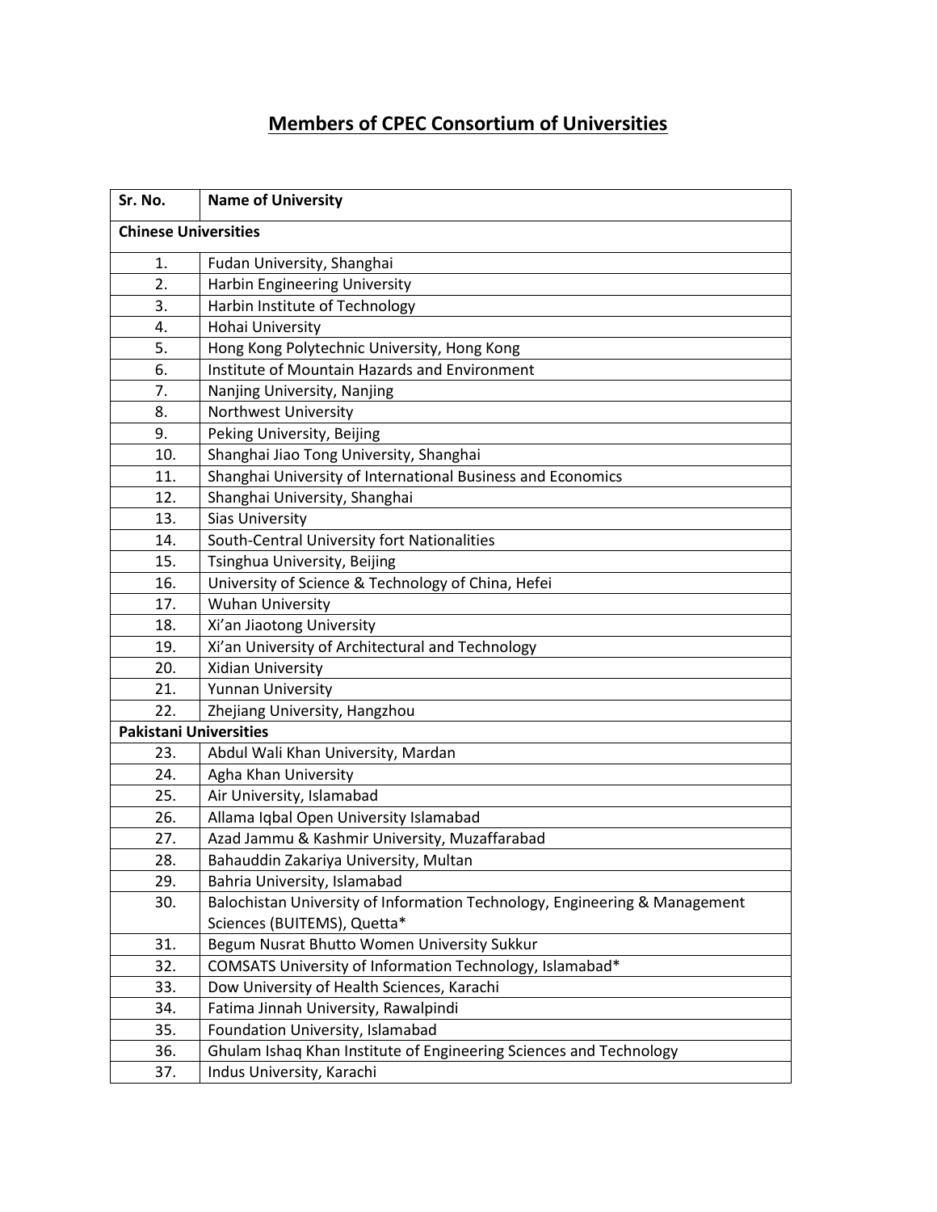# Members of CPEC Consortium of Universities

| Sr. No. | Name of University |
|---|---|
| **Chinese Universities** | |
| 1. | Fudan University, Shanghai |
| 2. | Harbin Engineering University |
| 3. | Harbin Institute of Technology |
| 4. | Hohai University |
| 5. | Hong Kong Polytechnic University, Hong Kong |
| 6. | Institute of Mountain Hazards and Environment |
| 7. | Nanjing University, Nanjing |
| 8. | Northwest University |
| 9. | Peking University, Beijing |
| 10. | Shanghai Jiao Tong University, Shanghai |
| 11. | Shanghai University of International Business and Economics |
| 12. | Shanghai University, Shanghai |
| 13. | Sias University |
| 14. | South-Central University fort Nationalities |
| 15. | Tsinghua University, Beijing |
| 16. | University of Science & Technology of China, Hefei |
| 17. | Wuhan University |
| 18. | Xi'an Jiaotong University |
| 19. | Xi'an University of Architectural and Technology |
| 20. | Xidian University |
| 21. | Yunnan University |
| 22. | Zhejiang University, Hangzhou |
| **Pakistani Universities** | |
| 23. | Abdul Wali Khan University, Mardan |
| 24. | Agha Khan University |
| 25. | Air University, Islamabad |
| 26. | Allama Iqbal Open University Islamabad |
| 27. | Azad Jammu & Kashmir University, Muzaffarabad |
| 28. | Bahauddin Zakariya University, Multan |
| 29. | Bahria University, Islamabad |
| 30. | Balochistan University of Information Technology, Engineering & Management Sciences (BUITEMS), Quetta* |
| 31. | Begum Nusrat Bhutto Women University Sukkur |
| 32. | COMSATS University of Information Technology, Islamabad* |
| 33. | Dow University of Health Sciences, Karachi |
| 34. | Fatima Jinnah University, Rawalpindi |
| 35. | Foundation University, Islamabad |
| 36. | Ghulam Ishaq Khan Institute of Engineering Sciences and Technology |
| 37. | Indus University, Karachi |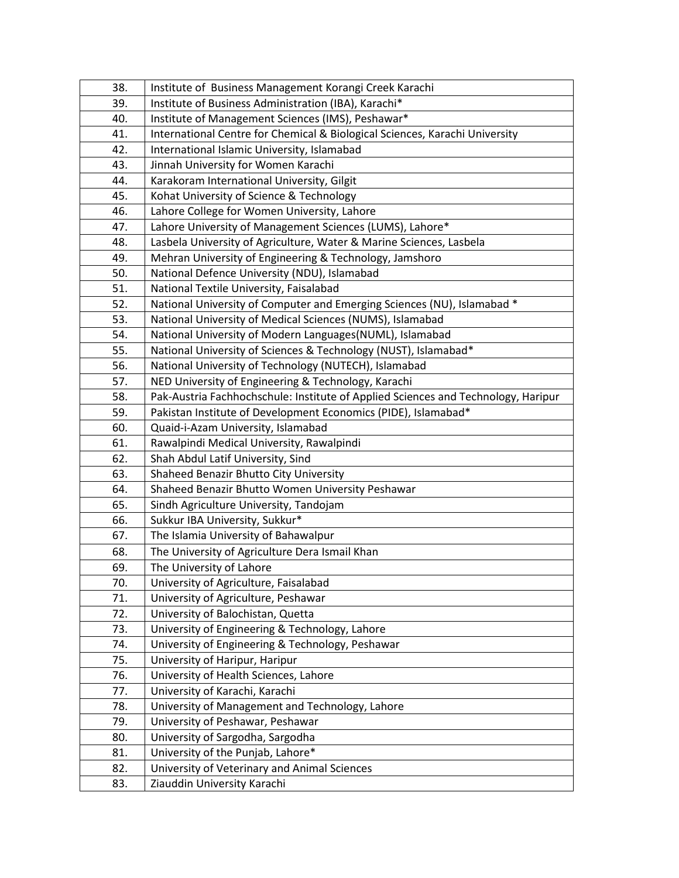| | |
|---|---|
| 38. | Institute of  Business Management Korangi Creek Karachi |
| 39. | Institute of Business Administration (IBA), Karachi* |
| 40. | Institute of Management Sciences (IMS), Peshawar* |
| 41. | International Centre for Chemical & Biological Sciences, Karachi University |
| 42. | International Islamic University, Islamabad |
| 43. | Jinnah University for Women Karachi |
| 44. | Karakoram International University, Gilgit |
| 45. | Kohat University of Science & Technology |
| 46. | Lahore College for Women University, Lahore |
| 47. | Lahore University of Management Sciences (LUMS), Lahore* |
| 48. | Lasbela University of Agriculture, Water & Marine Sciences, Lasbela |
| 49. | Mehran University of Engineering & Technology, Jamshoro |
| 50. | National Defence University (NDU), Islamabad |
| 51. | National Textile University, Faisalabad |
| 52. | National University of Computer and Emerging Sciences (NU), Islamabad * |
| 53. | National University of Medical Sciences (NUMS), Islamabad |
| 54. | National University of Modern Languages(NUML), Islamabad |
| 55. | National University of Sciences & Technology (NUST), Islamabad* |
| 56. | National University of Technology (NUTECH), Islamabad |
| 57. | NED University of Engineering & Technology, Karachi |
| 58. | Pak-Austria Fachhochschule: Institute of Applied Sciences and Technology, Haripur |
| 59. | Pakistan Institute of Development Economics (PIDE), Islamabad* |
| 60. | Quaid-i-Azam University, Islamabad |
| 61. | Rawalpindi Medical University, Rawalpindi |
| 62. | Shah Abdul Latif University, Sind |
| 63. | Shaheed Benazir Bhutto City University |
| 64. | Shaheed Benazir Bhutto Women University Peshawar |
| 65. | Sindh Agriculture University, Tandojam |
| 66. | Sukkur IBA University, Sukkur* |
| 67. | The Islamia University of Bahawalpur |
| 68. | The University of Agriculture Dera Ismail Khan |
| 69. | The University of Lahore |
| 70. | University of Agriculture, Faisalabad |
| 71. | University of Agriculture, Peshawar |
| 72. | University of Balochistan, Quetta |
| 73. | University of Engineering & Technology, Lahore |
| 74. | University of Engineering & Technology, Peshawar |
| 75. | University of Haripur, Haripur |
| 76. | University of Health Sciences, Lahore |
| 77. | University of Karachi, Karachi |
| 78. | University of Management and Technology, Lahore |
| 79. | University of Peshawar, Peshawar |
| 80. | University of Sargodha, Sargodha |
| 81. | University of the Punjab, Lahore* |
| 82. | University of Veterinary and Animal Sciences |
| 83. | Ziauddin University Karachi |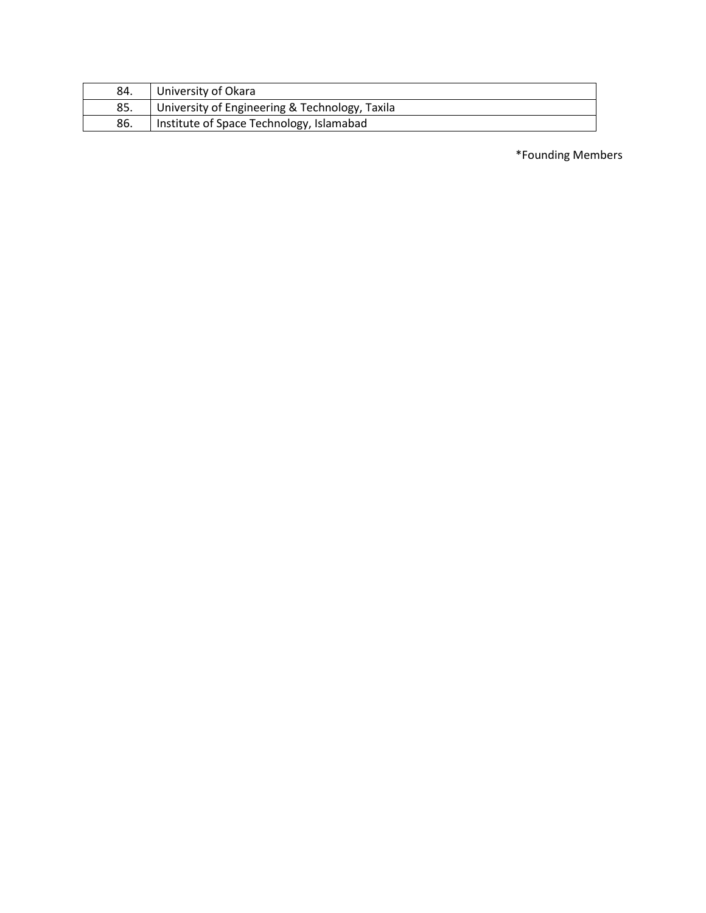| | |
|---|---|
| 84. | University of Okara |
| 85. | University of Engineering & Technology, Taxila |
| 86. | Institute of Space Technology, Islamabad |

*Founding Members